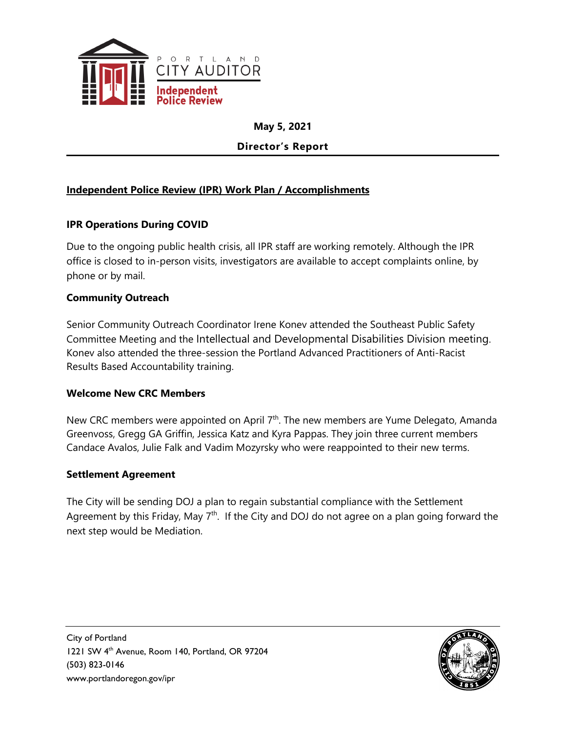PORTLAND CITY AUDITOR
Independent Police Review

**May 5, 2021**

**Director's Report**

## Independent Police Review (IPR) Work Plan / Accomplishments

### IPR Operations During COVID

Due to the ongoing public health crisis, all IPR staff are working remotely. Although the IPR office is closed to in-person visits, investigators are available to accept complaints online, by phone or by mail.

### Community Outreach

Senior Community Outreach Coordinator Irene Konev attended the Southeast Public Safety Committee Meeting and the Intellectual and Developmental Disabilities Division meeting. Konev also attended the three-session the Portland Advanced Practitioners of Anti-Racist Results Based Accountability training.

### Welcome New CRC Members

New CRC members were appointed on April 7th. The new members are Yume Delegato, Amanda Greenvoss, Gregg GA Griffin, Jessica Katz and Kyra Pappas. They join three current members Candace Avalos, Julie Falk and Vadim Mozyrsky who were reappointed to their new terms.

### Settlement Agreement

The City will be sending DOJ a plan to regain substantial compliance with the Settlement Agreement by this Friday, May 7th. If the City and DOJ do not agree on a plan going forward the next step would be Mediation.

City of Portland
1221 SW 4th Avenue, Room 140, Portland, OR 97204
(503) 823-0146
www.portlandoregon.gov/ipr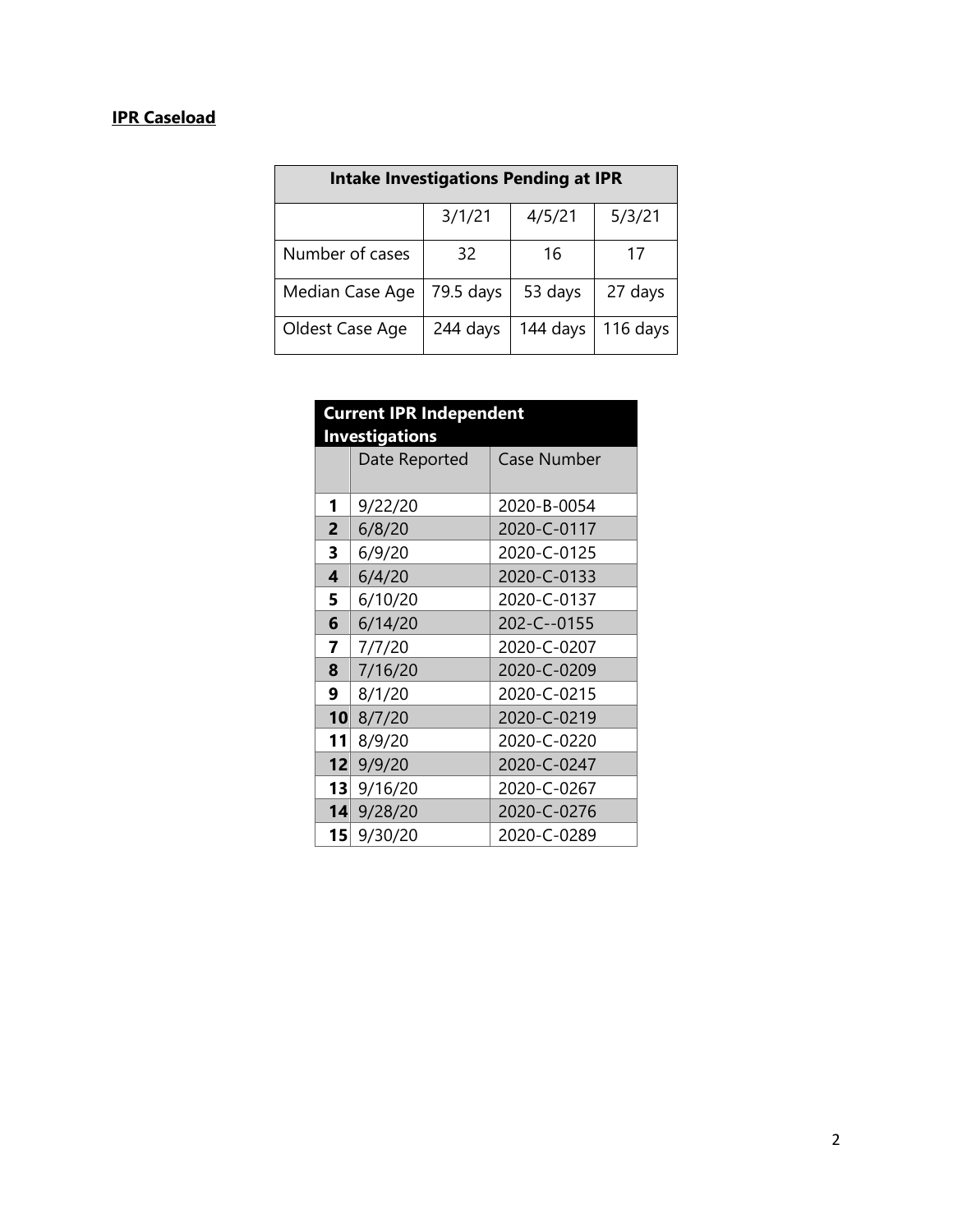**IPR Caseload**

| Intake Investigations Pending at IPR | | | |
|---|---|---|---|
| | 3/1/21 | 4/5/21 | 5/3/21 |
| Number of cases | 32 | 16 | 17 |
| Median Case Age | 79.5 days | 53 days | 27 days |
| Oldest Case Age | 244 days | 144 days | 116 days |

| Current IPR Independent Investigations | | |
|---|---|---|
| | Date Reported | Case Number |
| **1** | 9/22/20 | 2020-B-0054 |
| **2** | 6/8/20 | 2020-C-0117 |
| **3** | 6/9/20 | 2020-C-0125 |
| **4** | 6/4/20 | 2020-C-0133 |
| **5** | 6/10/20 | 2020-C-0137 |
| **6** | 6/14/20 | 202-C--0155 |
| **7** | 7/7/20 | 2020-C-0207 |
| **8** | 7/16/20 | 2020-C-0209 |
| **9** | 8/1/20 | 2020-C-0215 |
| **10** | 8/7/20 | 2020-C-0219 |
| **11** | 8/9/20 | 2020-C-0220 |
| **12** | 9/9/20 | 2020-C-0247 |
| **13** | 9/16/20 | 2020-C-0267 |
| **14** | 9/28/20 | 2020-C-0276 |
| **15** | 9/30/20 | 2020-C-0289 |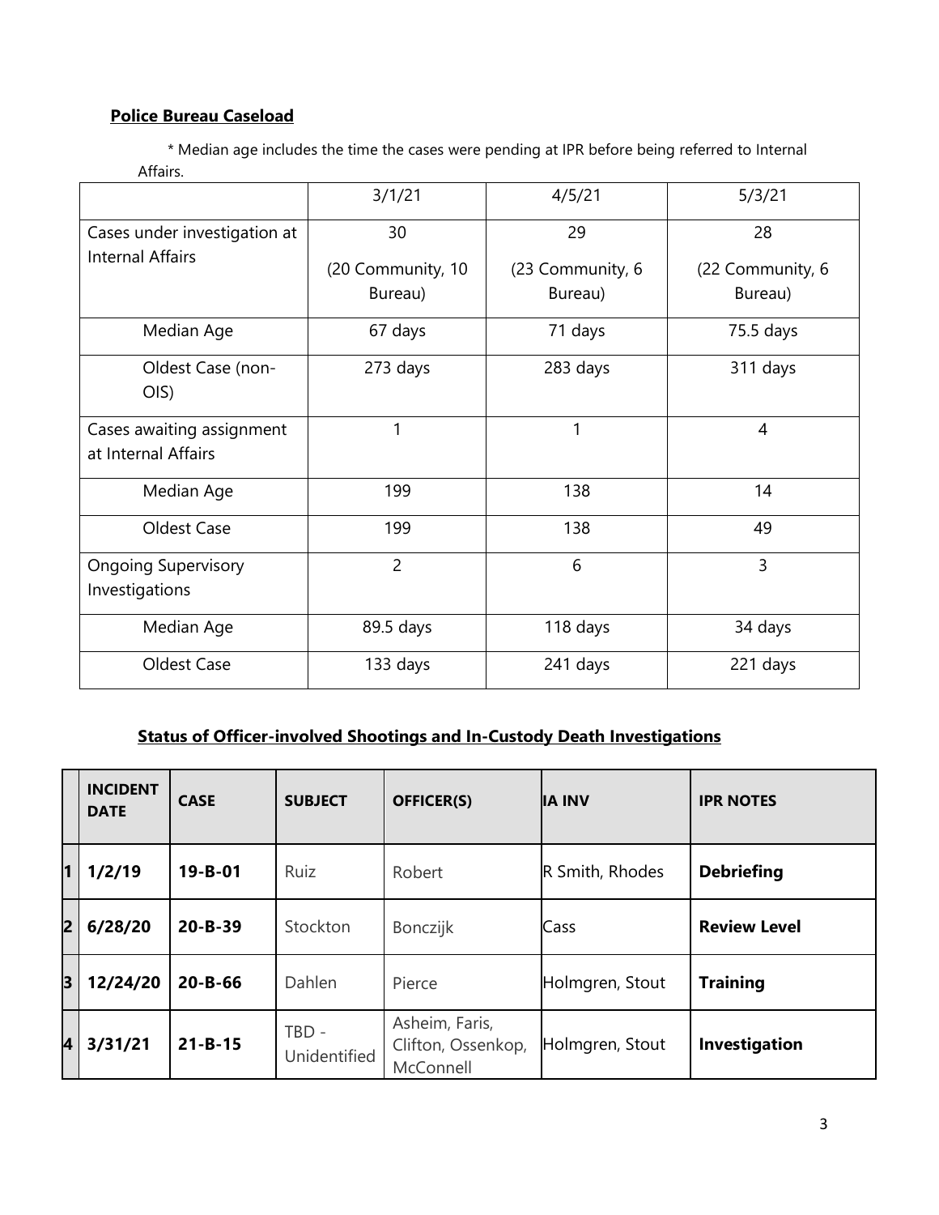## Police Bureau Caseload

\* Median age includes the time the cases were pending at IPR before being referred to Internal Affairs.

| | 3/1/21 | 4/5/21 | 5/3/21 |
|---|---|---|---|
| Cases under investigation at Internal Affairs | 30 (20 Community, 10 Bureau) | 29 (23 Community, 6 Bureau) | 28 (22 Community, 6 Bureau) |
| Median Age | 67 days | 71 days | 75.5 days |
| Oldest Case (non-OIS) | 273 days | 283 days | 311 days |
| Cases awaiting assignment at Internal Affairs | 1 | 1 | 4 |
| Median Age | 199 | 138 | 14 |
| Oldest Case | 199 | 138 | 49 |
| Ongoing Supervisory Investigations | 2 | 6 | 3 |
| Median Age | 89.5 days | 118 days | 34 days |
| Oldest Case | 133 days | 241 days | 221 days |

## Status of Officer-involved Shootings and In-Custody Death Investigations

| | INCIDENT DATE | CASE | SUBJECT | OFFICER(S) | IA INV | IPR NOTES |
|---|---|---|---|---|---|---|
| 1 | **1/2/19** | **19-B-01** | Ruiz | Robert | R Smith, Rhodes | **Debriefing** |
| 2 | **6/28/20** | **20-B-39** | Stockton | Bonczijk | Cass | **Review Level** |
| 3 | **12/24/20** | **20-B-66** | Dahlen | Pierce | Holmgren, Stout | **Training** |
| 4 | **3/31/21** | **21-B-15** | TBD - Unidentified | Asheim, Faris, Clifton, Ossenkop, McConnell | Holmgren, Stout | **Investigation** |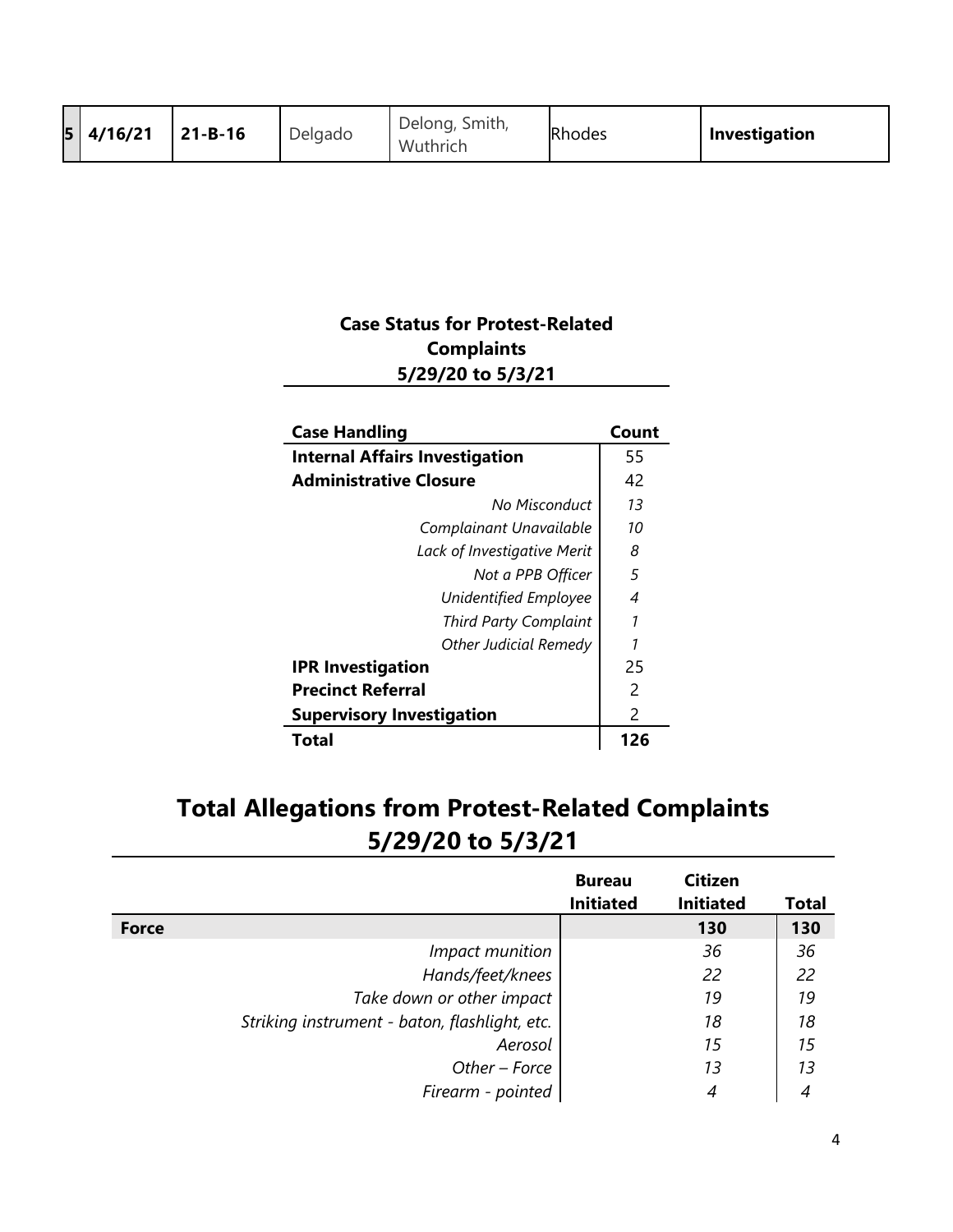| 5 | 4/16/21 | 21-B-16 | Delgado | Delong, Smith, Wuthrich | Rhodes | **Investigation** |
|---|---|---|---|---|---|---|

### Case Status for Protest-Related Complaints 5/29/20 to 5/3/21

| Case Handling | Count |
|---|---|
| **Internal Affairs Investigation** | 55 |
| **Administrative Closure** | 42 |
| *No Misconduct* | *13* |
| *Complainant Unavailable* | *10* |
| *Lack of Investigative Merit* | *8* |
| *Not a PPB Officer* | *5* |
| *Unidentified Employee* | *4* |
| *Third Party Complaint* | *1* |
| *Other Judicial Remedy* | *1* |
| **IPR Investigation** | 25 |
| **Precinct Referral** | 2 |
| **Supervisory Investigation** | 2 |
| **Total** | **126** |

## Total Allegations from Protest-Related Complaints 5/29/20 to 5/3/21

| | Bureau Initiated | Citizen Initiated | Total |
|---|---|---|---|
| **Force** | | **130** | **130** |
| *Impact munition* | | *36* | *36* |
| *Hands/feet/knees* | | *22* | *22* |
| *Take down or other impact* | | *19* | *19* |
| *Striking instrument - baton, flashlight, etc.* | | *18* | *18* |
| *Aerosol* | | *15* | *15* |
| *Other – Force* | | *13* | *13* |
| *Firearm - pointed* | | *4* | *4* |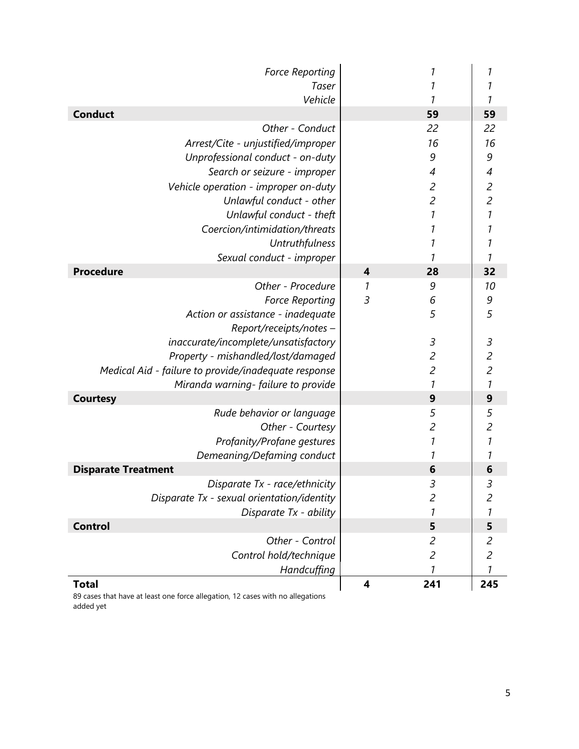| | | | |
|---|---|---|---|
| *Force Reporting* | | *1* | *1* |
| *Taser* | | *1* | *1* |
| *Vehicle* | | *1* | *1* |
| **Conduct** | | **59** | **59** |
| *Other - Conduct* | | *22* | *22* |
| *Arrest/Cite - unjustified/improper* | | *16* | *16* |
| *Unprofessional conduct - on-duty* | | *9* | *9* |
| *Search or seizure - improper* | | *4* | *4* |
| *Vehicle operation - improper on-duty* | | *2* | *2* |
| *Unlawful conduct - other* | | *2* | *2* |
| *Unlawful conduct - theft* | | *1* | *1* |
| *Coercion/intimidation/threats* | | *1* | *1* |
| *Untruthfulness* | | *1* | *1* |
| *Sexual conduct - improper* | | *1* | *1* |
| **Procedure** | **4** | **28** | **32** |
| *Other - Procedure* | *1* | *9* | *10* |
| *Force Reporting* | *3* | *6* | *9* |
| *Action or assistance - inadequate* | | *5* | *5* |
| *Report/receipts/notes – inaccurate/incomplete/unsatisfactory* | | *3* | *3* |
| *Property - mishandled/lost/damaged* | | *2* | *2* |
| *Medical Aid - failure to provide/inadequate response* | | *2* | *2* |
| *Miranda warning- failure to provide* | | *1* | *1* |
| **Courtesy** | | **9** | **9** |
| *Rude behavior or language* | | *5* | *5* |
| *Other - Courtesy* | | *2* | *2* |
| *Profanity/Profane gestures* | | *1* | *1* |
| *Demeaning/Defaming conduct* | | *1* | *1* |
| **Disparate Treatment** | | **6** | **6** |
| *Disparate Tx - race/ethnicity* | | *3* | *3* |
| *Disparate Tx - sexual orientation/identity* | | *2* | *2* |
| *Disparate Tx - ability* | | *1* | *1* |
| **Control** | | **5** | **5** |
| *Other - Control* | | *2* | *2* |
| *Control hold/technique* | | *2* | *2* |
| *Handcuffing* | | *1* | *1* |
| **Total** | **4** | **241** | **245** |

89 cases that have at least one force allegation, 12 cases with no allegations added yet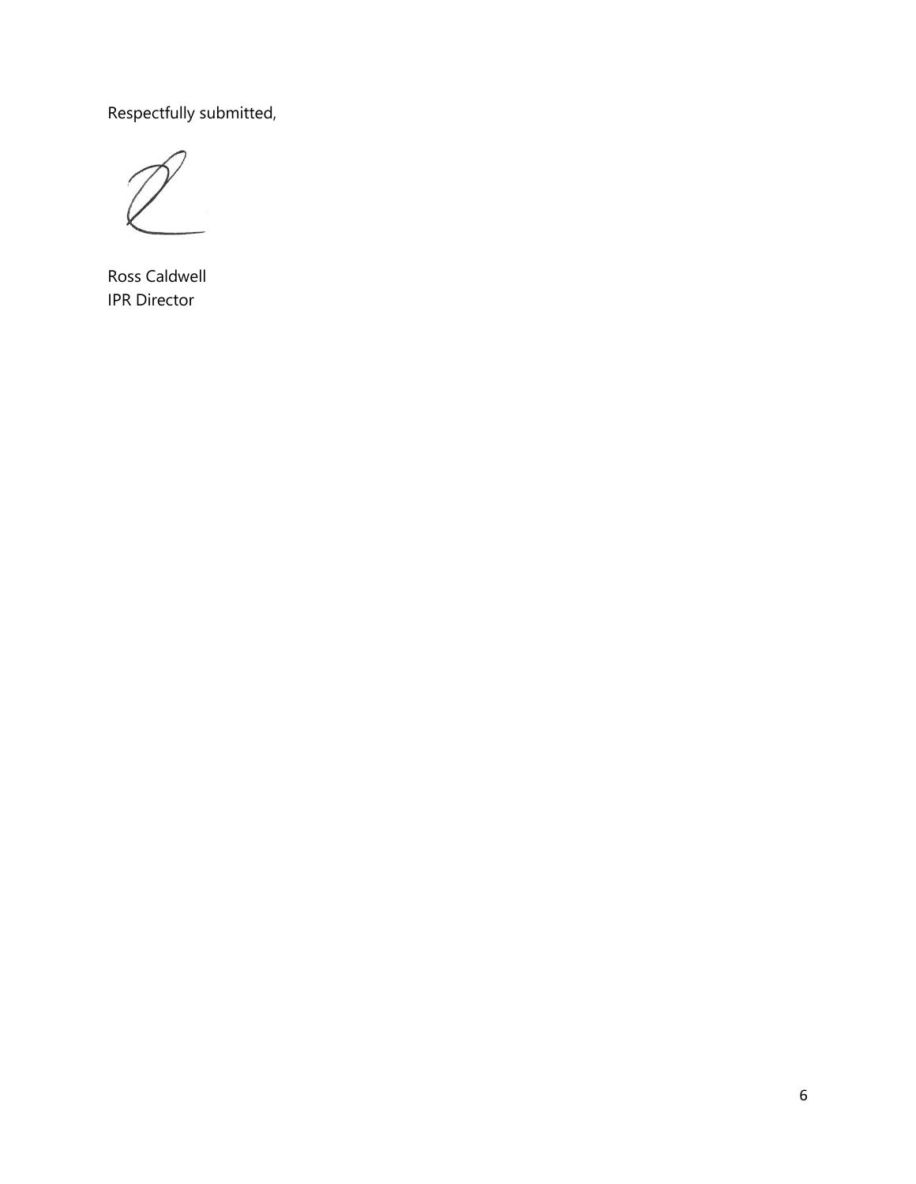Respectfully submitted,

Ross Caldwell
IPR Director